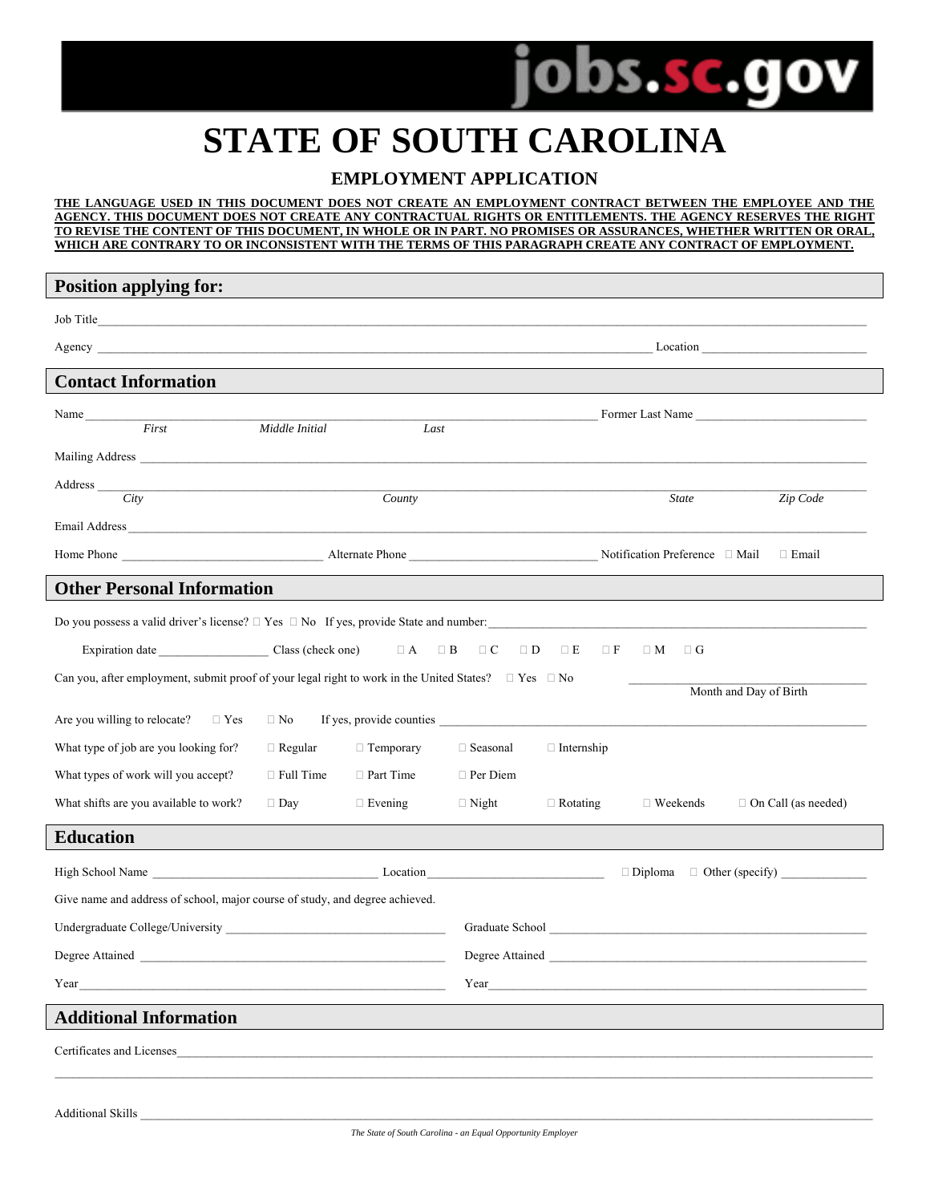jobs.sc.gov

# STATE OF SOUTH CAROLINA

## EMPLOYMENT APPLICATION

**THE LANGUAGE USED IN THIS DOCUMENT DOES NOT CREATE AN EMPLOYMENT CONTRACT BETWEEN THE EMPLOYEE AND THE AGENCY. THIS DOCUMENT DOES NOT CREATE ANY CONTRACTUAL RIGHTS OR ENTITLEMENTS. THE AGENCY RESERVES THE RIGHT TO REVISE THE CONTENT OF THIS DOCUMENT, IN WHOLE OR IN PART. NO PROMISES OR ASSURANCES, WHETHER WRITTEN OR ORAL, WHICH ARE CONTRARY TO OR INCONSISTENT WITH THE TERMS OF THIS PARAGRAPH CREATE ANY CONTRACT OF EMPLOYMENT.**

## Position applying for:

Job Title ______________________________________________

Agency ______________________________ Location ______________

## Contact Information

Name ______________________________ Former Last Name ______________
*First* *Middle Initial* *Last*

Mailing Address ______________________________________________

Address ______________________________________________
*City* *County* *State* *Zip Code*

Email Address ______________________________________________

Home Phone ______________ Alternate Phone ______________ Notification Preference ☐ Mail ☐ Email

## Other Personal Information

Do you possess a valid driver's license? ☐ Yes ☐ No If yes, provide State and number: ______________

Expiration date ______________ Class (check one) ☐ A ☐ B ☐ C ☐ D ☐ E ☐ F ☐ M ☐ G

Can you, after employment, submit proof of your legal right to work in the United States? ☐ Yes ☐ No

______________ Month and Day of Birth

Are you willing to relocate? ☐ Yes ☐ No If yes, provide counties ______________

What type of job are you looking for? ☐ Regular ☐ Temporary ☐ Seasonal ☐ Internship

What types of work will you accept? ☐ Full Time ☐ Part Time ☐ Per Diem

What shifts are you available to work? ☐ Day ☐ Evening ☐ Night ☐ Rotating ☐ Weekends ☐ On Call (as needed)

## Education

High School Name ______________ Location ______________ ☐ Diploma ☐ Other (specify) ______________

Give name and address of school, major course of study, and degree achieved.

Undergraduate College/University ______________ Graduate School ______________

Degree Attained ______________ Degree Attained ______________

Year ______________ Year ______________

## Additional Information

Certificates and Licenses ______________________________________________

______________________________________________

Additional Skills ______________________________________________

*The State of South Carolina - an Equal Opportunity Employer*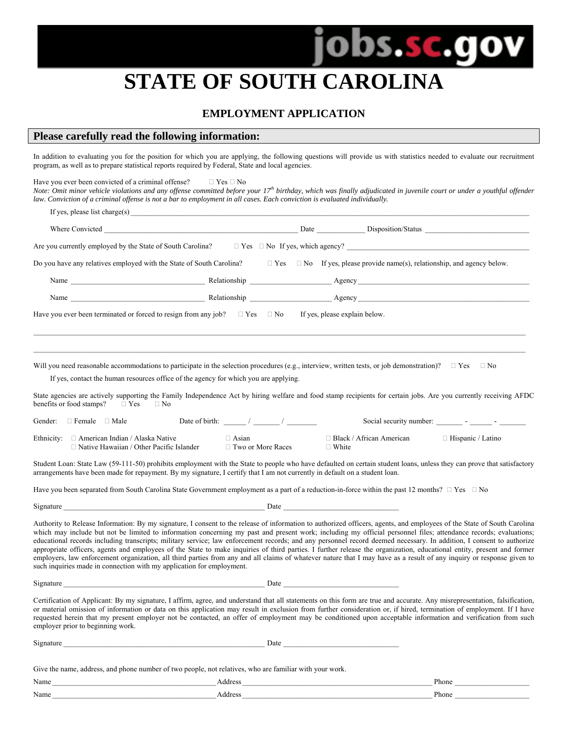jobs.sc.gov

# STATE OF SOUTH CAROLINA

## EMPLOYMENT APPLICATION

### Please carefully read the following information:

In addition to evaluating you for the position for which you are applying, the following questions will provide us with statistics needed to evaluate our recruitment program, as well as to prepare statistical reports required by Federal, State and local agencies.

Have you ever been convicted of a criminal offense? ☐ Yes ☐ No

*Note: Omit minor vehicle violations and any offense committed before your 17th birthday, which was finally adjudicated in juvenile court or under a youthful offender law. Conviction of a criminal offense is not a bar to employment in all cases. Each conviction is evaluated individually.*

If yes, please list charge(s) ____________________________________________

Where Convicted ______________________ Date __________ Disposition/Status ______________________

Are you currently employed by the State of South Carolina? ☐ Yes ☐ No If yes, which agency? ______________________

Do you have any relatives employed with the State of South Carolina? ☐ Yes ☐ No If yes, please provide name(s), relationship, and agency below.

Name ______________________ Relationship ______________ Agency ______________________

Name ______________________ Relationship ______________ Agency ______________________

Have you ever been terminated or forced to resign from any job? ☐ Yes ☐ No If yes, please explain below.

____________________________________________

____________________________________________

Will you need reasonable accommodations to participate in the selection procedures (e.g., interview, written tests, or job demonstration)? ☐ Yes ☐ No

If yes, contact the human resources office of the agency for which you are applying.

State agencies are actively supporting the Family Independence Act by hiring welfare and food stamp recipients for certain jobs. Are you currently receiving AFDC benefits or food stamps? ☐ Yes ☐ No

Gender: ☐ Female ☐ Male Date of birth: _____ / _____ / _____ Social security number: _____ - _____ - _____

Ethnicity: ☐ American Indian / Alaska Native ☐ Asian ☐ Black / African American ☐ Hispanic / Latino ☐ Native Hawaiian / Other Pacific Islander ☐ Two or More Races ☐ White

Student Loan: State Law (59-111-50) prohibits employment with the State to people who have defaulted on certain student loans, unless they can prove that satisfactory arrangements have been made for repayment. By my signature, I certify that I am not currently in default on a student loan.

Have you been separated from South Carolina State Government employment as a part of a reduction-in-force within the past 12 months? ☐ Yes ☐ No

Signature ______________________ Date ______________________

Authority to Release Information: By my signature, I consent to the release of information to authorized officers, agents, and employees of the State of South Carolina which may include but not be limited to information concerning my past and present work; including my official personnel files; attendance records; evaluations; educational records including transcripts; military service; law enforcement records; and any personnel record deemed necessary. In addition, I consent to authorize appropriate officers, agents and employees of the State to make inquiries of third parties. I further release the organization, educational entity, present and former employers, law enforcement organization, all third parties from any and all claims of whatever nature that I may have as a result of any inquiry or response given to such inquiries made in connection with my application for employment.

Signature ______________________ Date ______________________

Certification of Applicant: By my signature, I affirm, agree, and understand that all statements on this form are true and accurate. Any misrepresentation, falsification, or material omission of information or data on this application may result in exclusion from further consideration or, if hired, termination of employment. If I have requested herein that my present employer not be contacted, an offer of employment may be conditioned upon acceptable information and verification from such employer prior to beginning work.

Signature ______________________ Date ______________________

Give the name, address, and phone number of two people, not relatives, who are familiar with your work.

Name ______________________ Address ______________________ Phone ______________

Name ______________________ Address ______________________ Phone ______________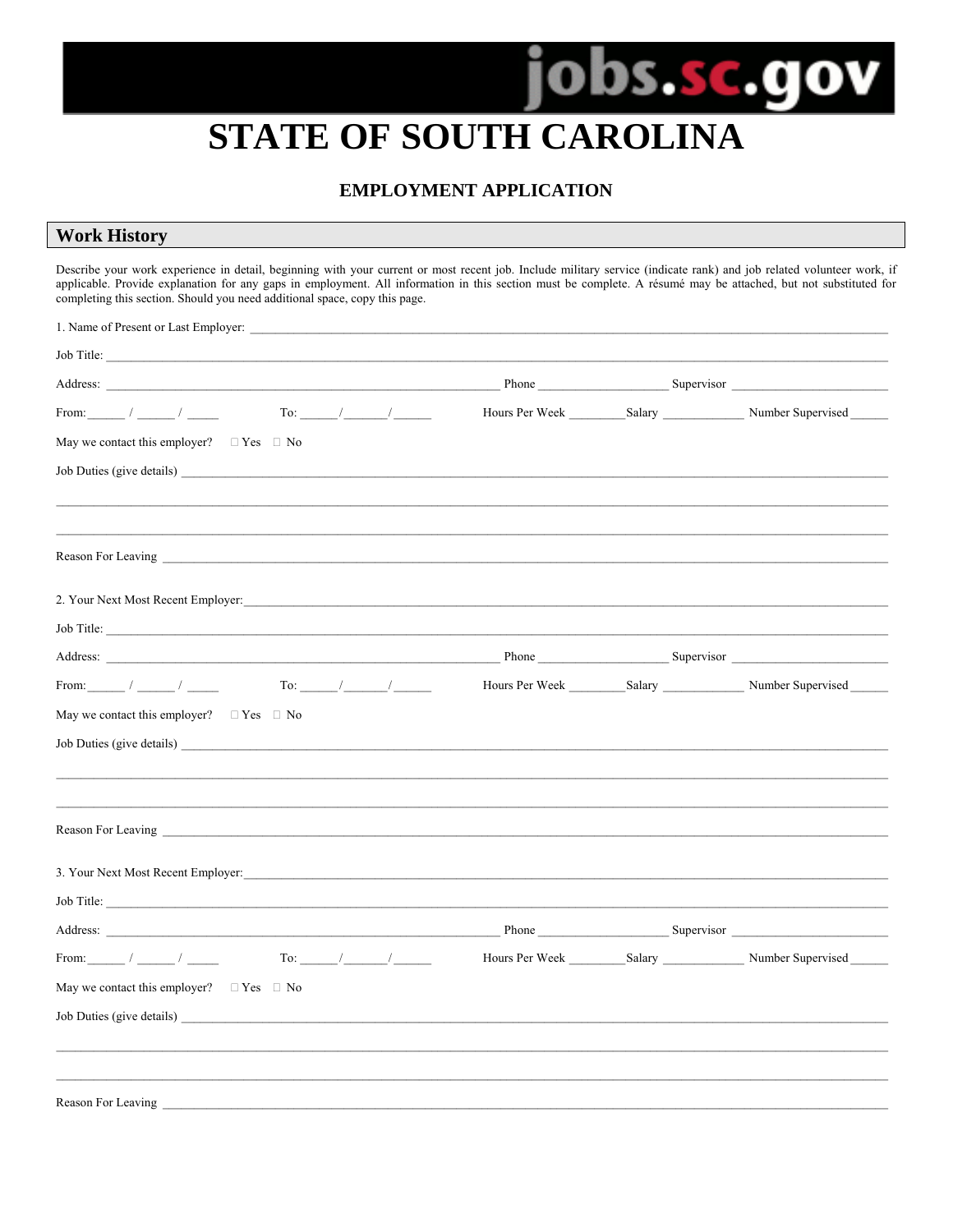jobs.sc.gov

# STATE OF SOUTH CAROLINA

## EMPLOYMENT APPLICATION

## Work History

Describe your work experience in detail, beginning with your current or most recent job. Include military service (indicate rank) and job related volunteer work, if applicable. Provide explanation for any gaps in employment. All information in this section must be complete. A résumé may be attached, but not substituted for completing this section. Should you need additional space, copy this page.

1. Name of Present or Last Employer: ______________________________________________

Job Title: ______________________________________________

Address: ______________________________ Phone ____________ Supervisor ______________

From: ______ / ______ / _____ To: ______/_______/______ Hours Per Week ________Salary ____________ Number Supervised ______

May we contact this employer? ☐ Yes ☐ No

Job Duties (give details) ______________________________________________

______________________________________________

______________________________________________

Reason For Leaving ______________________________________________

2. Your Next Most Recent Employer:______________________________________________

Job Title: ______________________________________________

Address: ______________________________ Phone ____________ Supervisor ______________

From: ______ / ______ / _____ To: ______/_______/______ Hours Per Week ________Salary ____________ Number Supervised ______

May we contact this employer? ☐ Yes ☐ No

Job Duties (give details) ______________________________________________

______________________________________________

______________________________________________

Reason For Leaving ______________________________________________

3. Your Next Most Recent Employer:______________________________________________

Job Title: ______________________________________________

Address: ______________________________ Phone ____________ Supervisor ______________

From: ______ / ______ / _____ To: ______/_______/______ Hours Per Week ________Salary ____________ Number Supervised ______

May we contact this employer? ☐ Yes ☐ No

Job Duties (give details) ______________________________________________

______________________________________________

______________________________________________

Reason For Leaving ______________________________________________